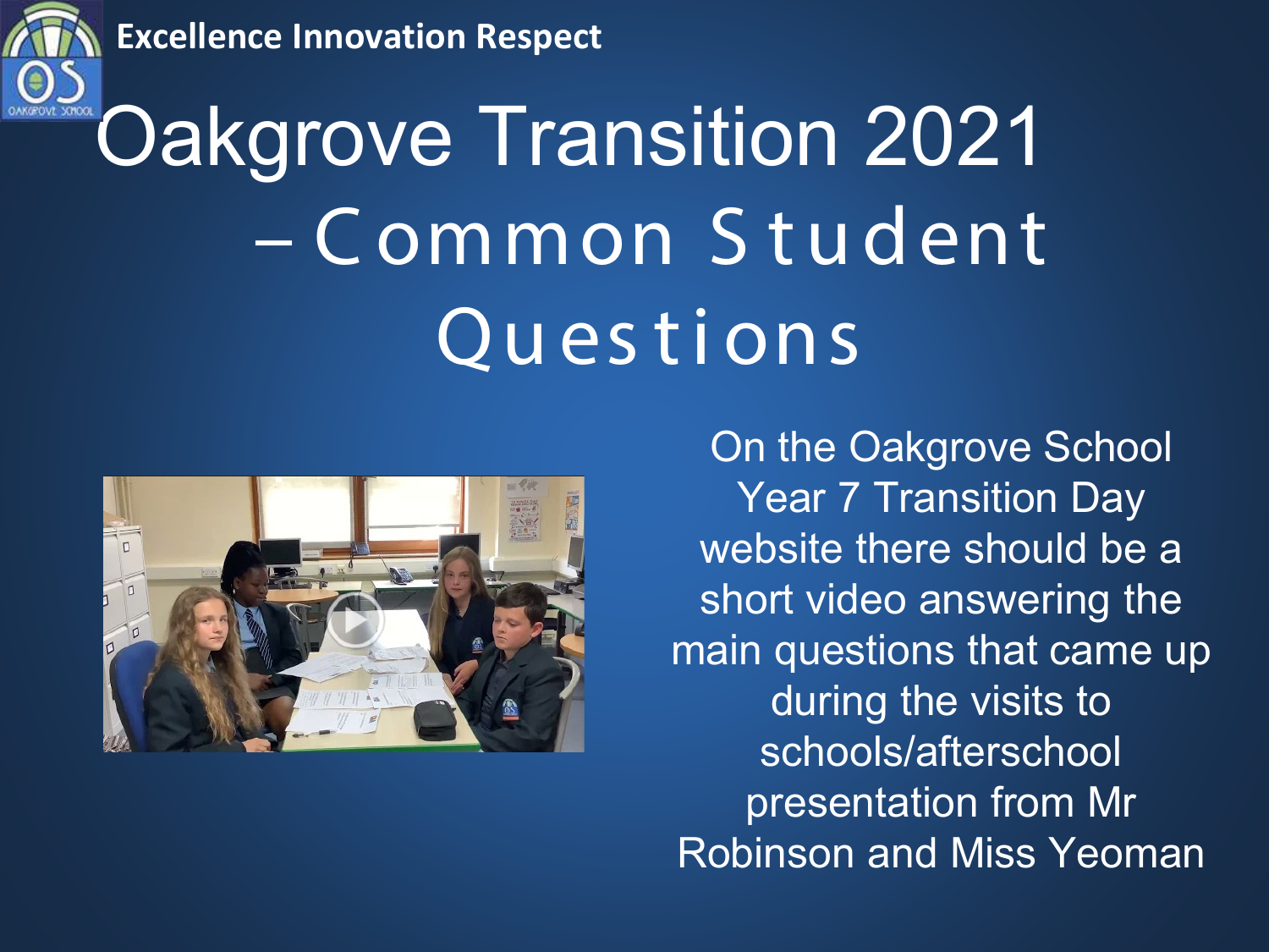Excellence Innovation Respect

# Oakgrove Transition 2021 – Common Student Questions

On the Oakgrove School Year 7 Transition Day website there should be a short video answering the main questions that came up during the visits to schools/afterschool presentation from Mr Robinson and Miss Yeoman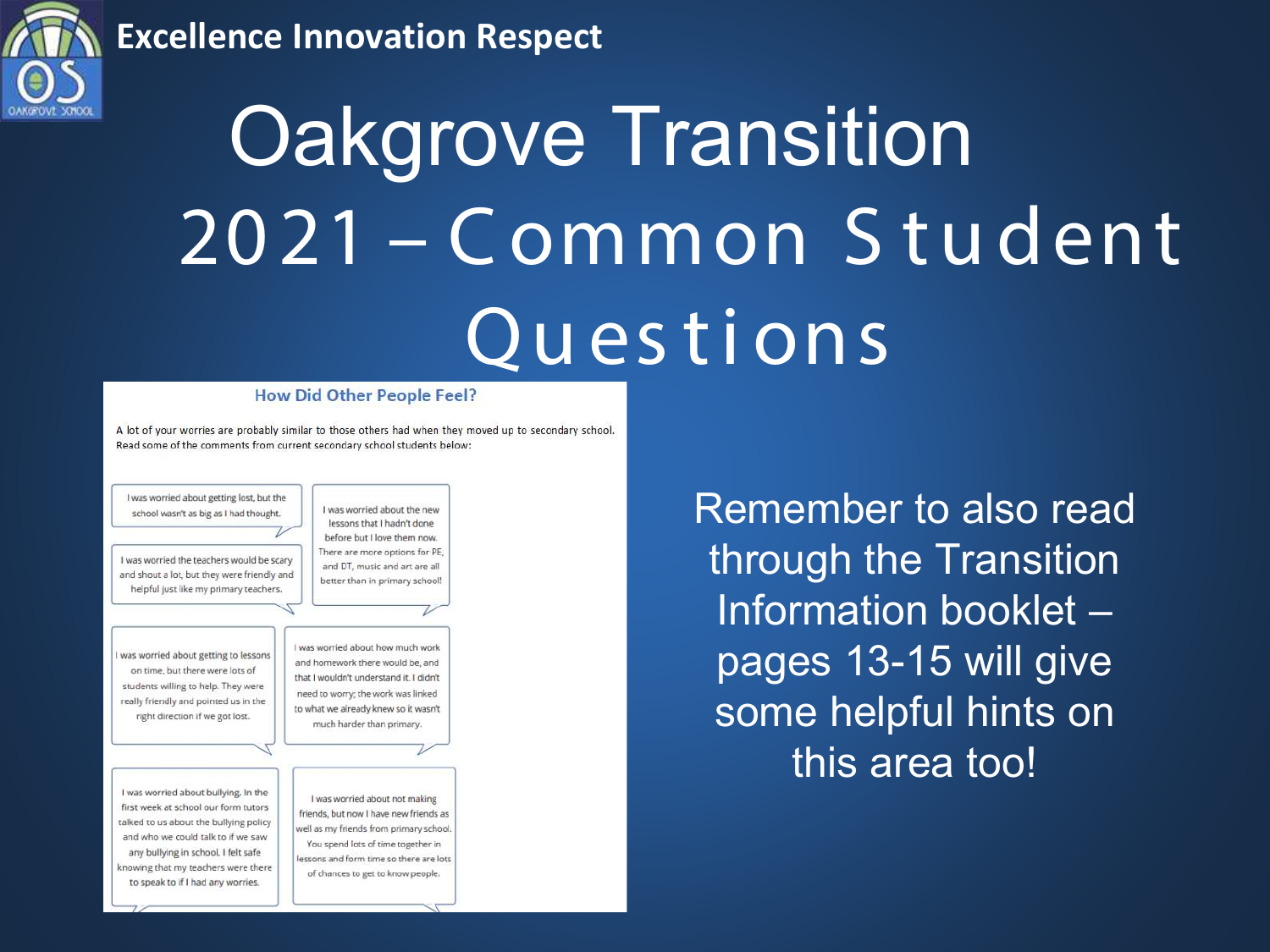Excellence Innovation Respect

# Oakgrove Transition 2021 – Common Student Questions

## How Did Other People Feel?

A lot of your worries are probably similar to those others had when they moved up to secondary school. Read some of the comments from current secondary school students below:

> I was worried about getting lost, but the school wasn't as big as I had thought.

> I was worried about the new lessons that I hadn't done before but I love them now. There are more options for PE, and DT, music and art are all better than in primary school!

> I was worried the teachers would be scary and shout a lot, but they were friendly and helpful just like my primary teachers.

> I was worried about getting to lessons on time, but there were lots of students willing to help. They were really friendly and pointed us in the right direction if we got lost.

> I was worried about how much work and homework there would be, and that I wouldn't understand it. I didn't need to worry; the work was linked to what we already knew so it wasn't much harder than primary.

> I was worried about bullying. In the first week at school our form tutors talked to us about the bullying policy and who we could talk to if we saw any bullying in school. I felt safe knowing that my teachers were there to speak to if I had any worries.

> I was worried about not making friends, but now I have new friends as well as my friends from primary school. You spend lots of time together in lessons and form time so there are lots of chances to get to know people.

Remember to also read through the Transition Information booklet – pages 13-15 will give some helpful hints on this area too!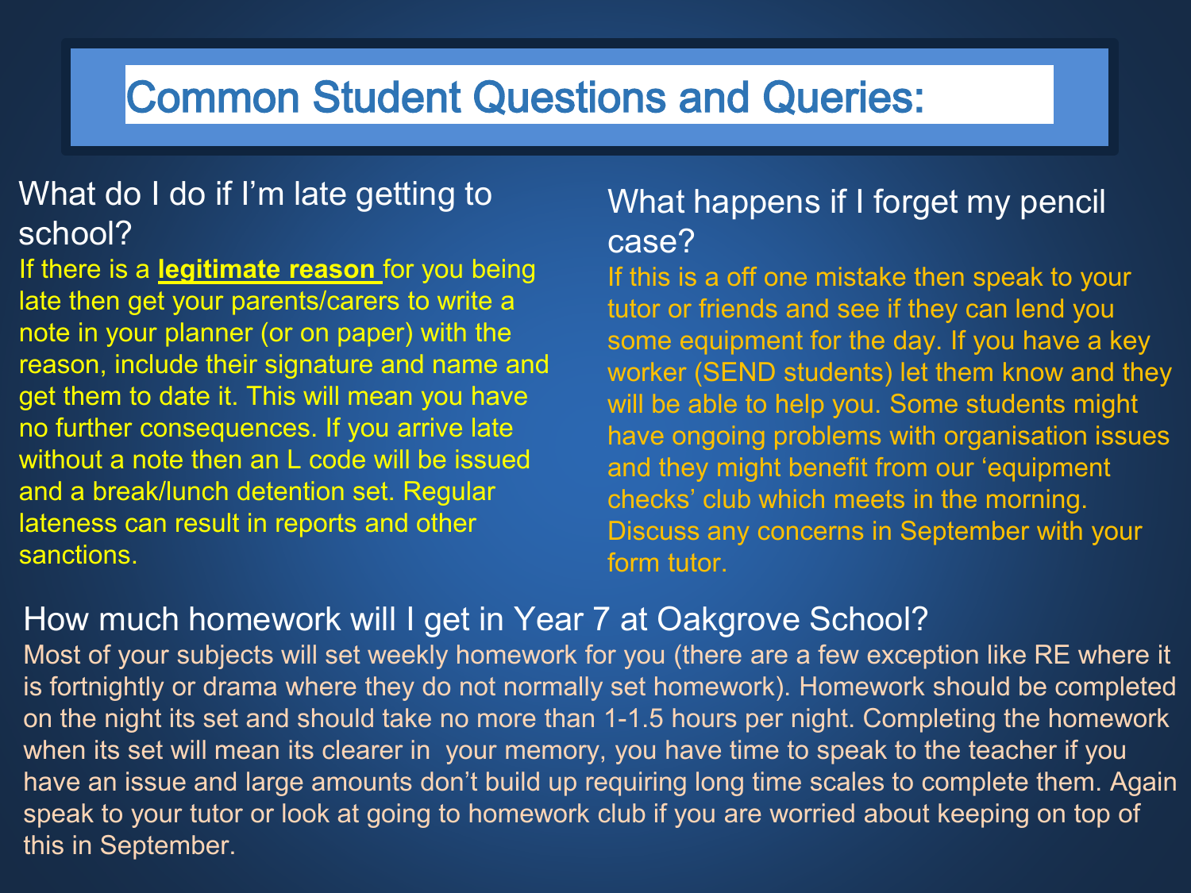# Common Student Questions and Queries:

## What do I do if I'm late getting to school?

If there is a **legitimate reason** for you being late then get your parents/carers to write a note in your planner (or on paper) with the reason, include their signature and name and get them to date it. This will mean you have no further consequences. If you arrive late without a note then an L code will be issued and a break/lunch detention set. Regular lateness can result in reports and other sanctions.

## What happens if I forget my pencil case?

If this is a off one mistake then speak to your tutor or friends and see if they can lend you some equipment for the day. If you have a key worker (SEND students) let them know and they will be able to help you. Some students might have ongoing problems with organisation issues and they might benefit from our 'equipment checks' club which meets in the morning. Discuss any concerns in September with your form tutor.

## How much homework will I get in Year 7 at Oakgrove School?

Most of your subjects will set weekly homework for you (there are a few exception like RE where it is fortnightly or drama where they do not normally set homework). Homework should be completed on the night its set and should take no more than 1-1.5 hours per night. Completing the homework when its set will mean its clearer in your memory, you have time to speak to the teacher if you have an issue and large amounts don't build up requiring long time scales to complete them. Again speak to your tutor or look at going to homework club if you are worried about keeping on top of this in September.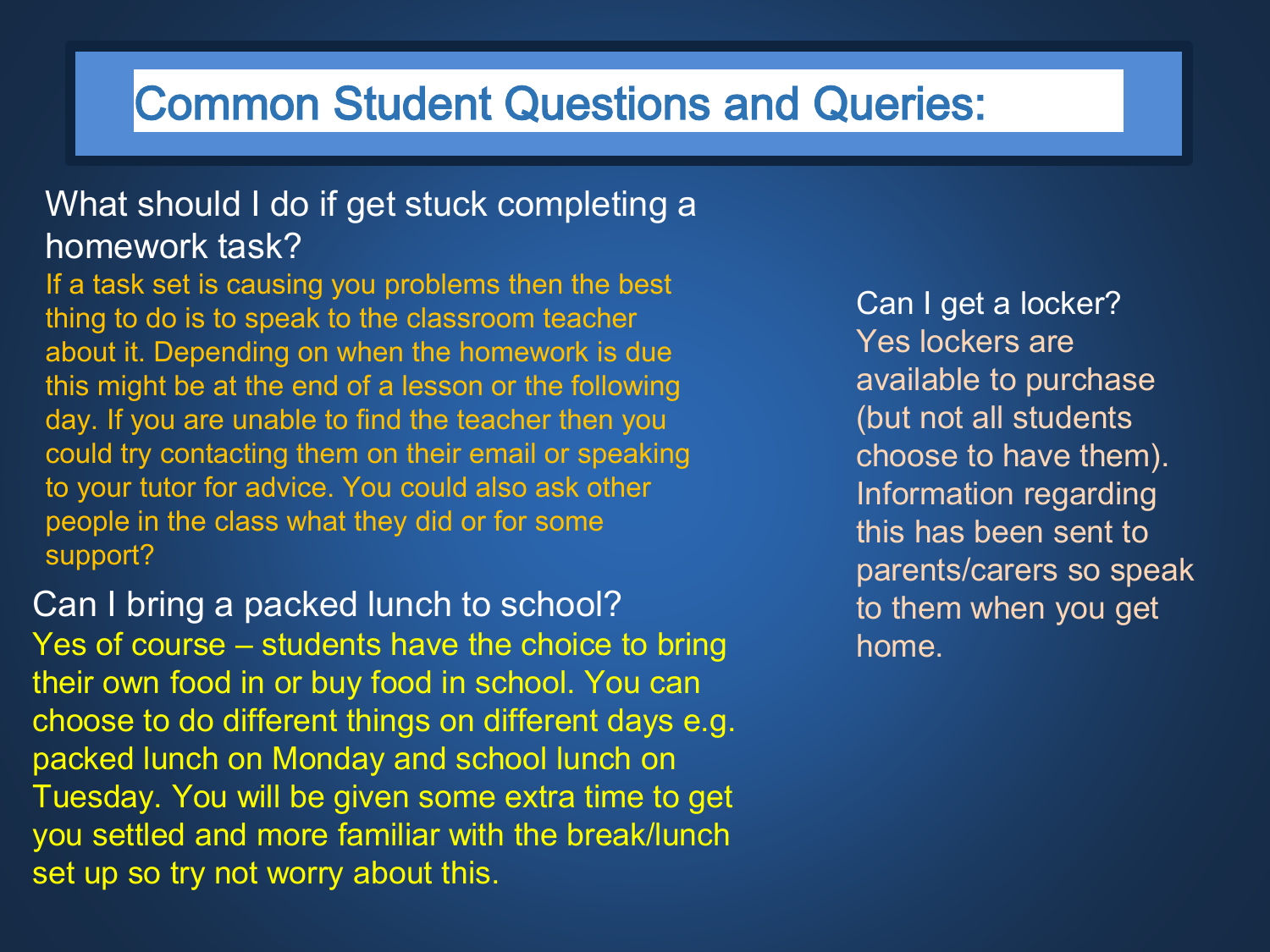# Common Student Questions and Queries:

## What should I do if get stuck completing a homework task?

If a task set is causing you problems then the best thing to do is to speak to the classroom teacher about it. Depending on when the homework is due this might be at the end of a lesson or the following day. If you are unable to find the teacher then you could try contacting them on their email or speaking to your tutor for advice. You could also ask other people in the class what they did or for some support?

## Can I bring a packed lunch to school?

Yes of course – students have the choice to bring their own food in or buy food in school. You can choose to do different things on different days e.g. packed lunch on Monday and school lunch on Tuesday. You will be given some extra time to get you settled and more familiar with the break/lunch set up so try not worry about this.

## Can I get a locker?

Yes lockers are available to purchase (but not all students choose to have them). Information regarding this has been sent to parents/carers so speak to them when you get home.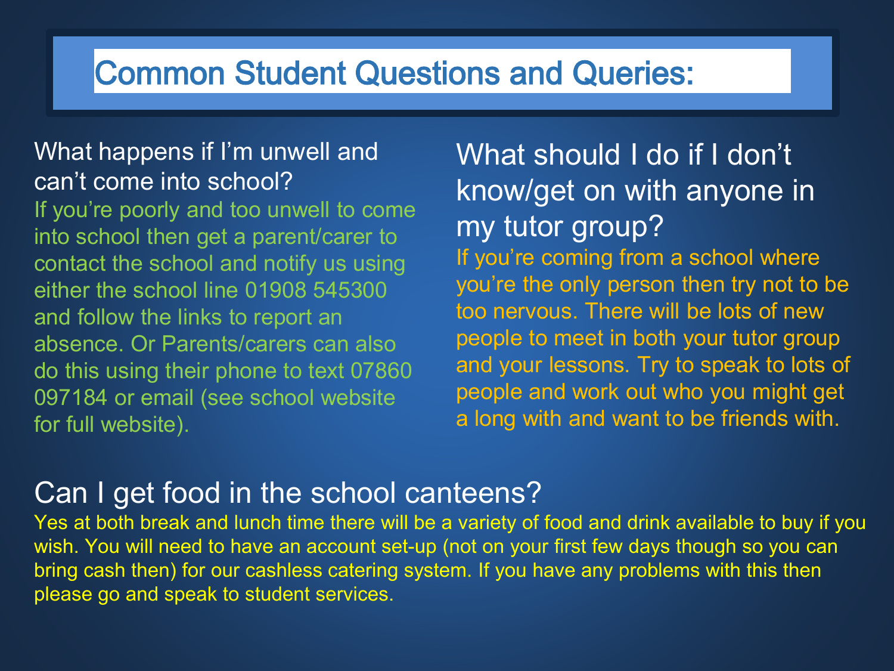# Common Student Questions and Queries:

## What happens if I'm unwell and can't come into school?

If you're poorly and too unwell to come into school then get a parent/carer to contact the school and notify us using either the school line 01908 545300 and follow the links to report an absence. Or Parents/carers can also do this using their phone to text 07860 097184 or email (see school website for full website).

## What should I do if I don't know/get on with anyone in my tutor group?

If you're coming from a school where you're the only person then try not to be too nervous. There will be lots of new people to meet in both your tutor group and your lessons. Try to speak to lots of people and work out who you might get a long with and want to be friends with.

## Can I get food in the school canteens?

Yes at both break and lunch time there will be a variety of food and drink available to buy if you wish. You will need to have an account set-up (not on your first few days though so you can bring cash then) for our cashless catering system. If you have any problems with this then please go and speak to student services.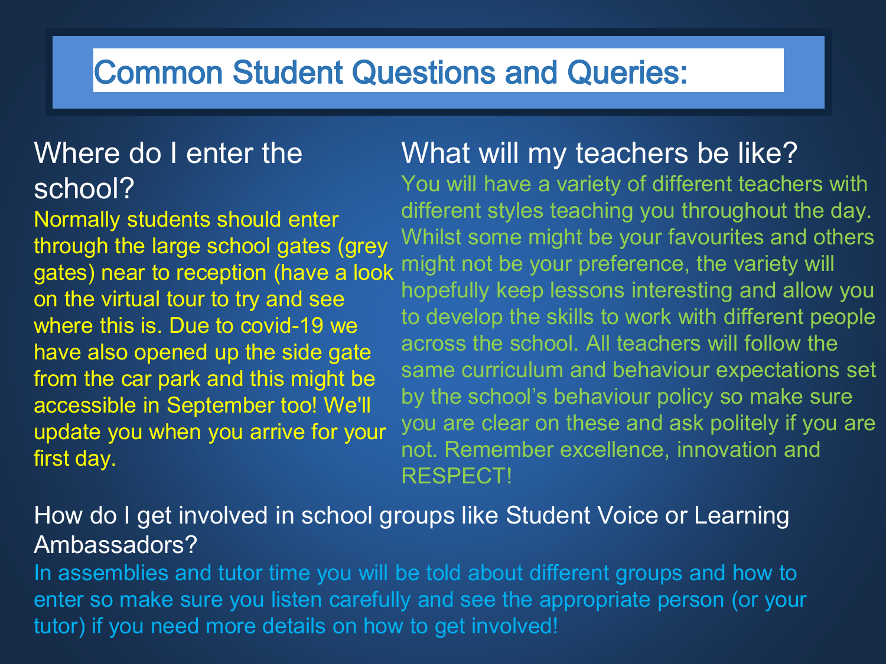# Common Student Questions and Queries:

## Where do I enter the school?

Normally students should enter through the large school gates (grey gates) near to reception (have a look on the virtual tour to try and see where this is. Due to covid-19 we have also opened up the side gate from the car park and this might be accessible in September too! We'll update you when you arrive for your first day.

## What will my teachers be like?

You will have a variety of different teachers with different styles teaching you throughout the day. Whilst some might be your favourites and others might not be your preference, the variety will hopefully keep lessons interesting and allow you to develop the skills to work with different people across the school. All teachers will follow the same curriculum and behaviour expectations set by the school's behaviour policy so make sure you are clear on these and ask politely if you are not. Remember excellence, innovation and RESPECT!

## How do I get involved in school groups like Student Voice or Learning Ambassadors?

In assemblies and tutor time you will be told about different groups and how to enter so make sure you listen carefully and see the appropriate person (or your tutor) if you need more details on how to get involved!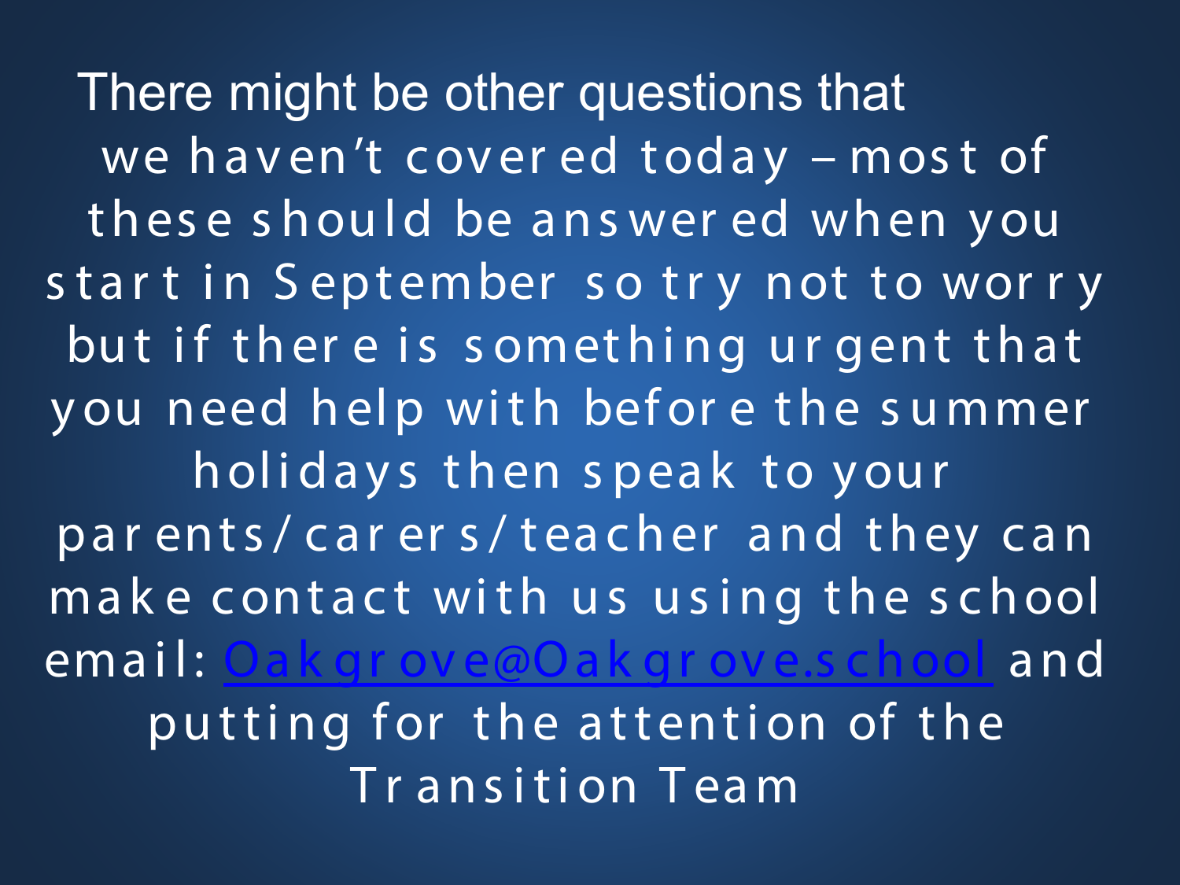There might be other questions that we haven't covered today – most of these should be answered when you start in September so try not to worry but if there is something urgent that you need help with before the summer holidays then speak to your parents/carers/teacher and they can make contact with us using the school email: [Oakgrove@Oakgrove.school](mailto:Oakgrove@Oakgrove.school) and putting for the attention of the Transition Team